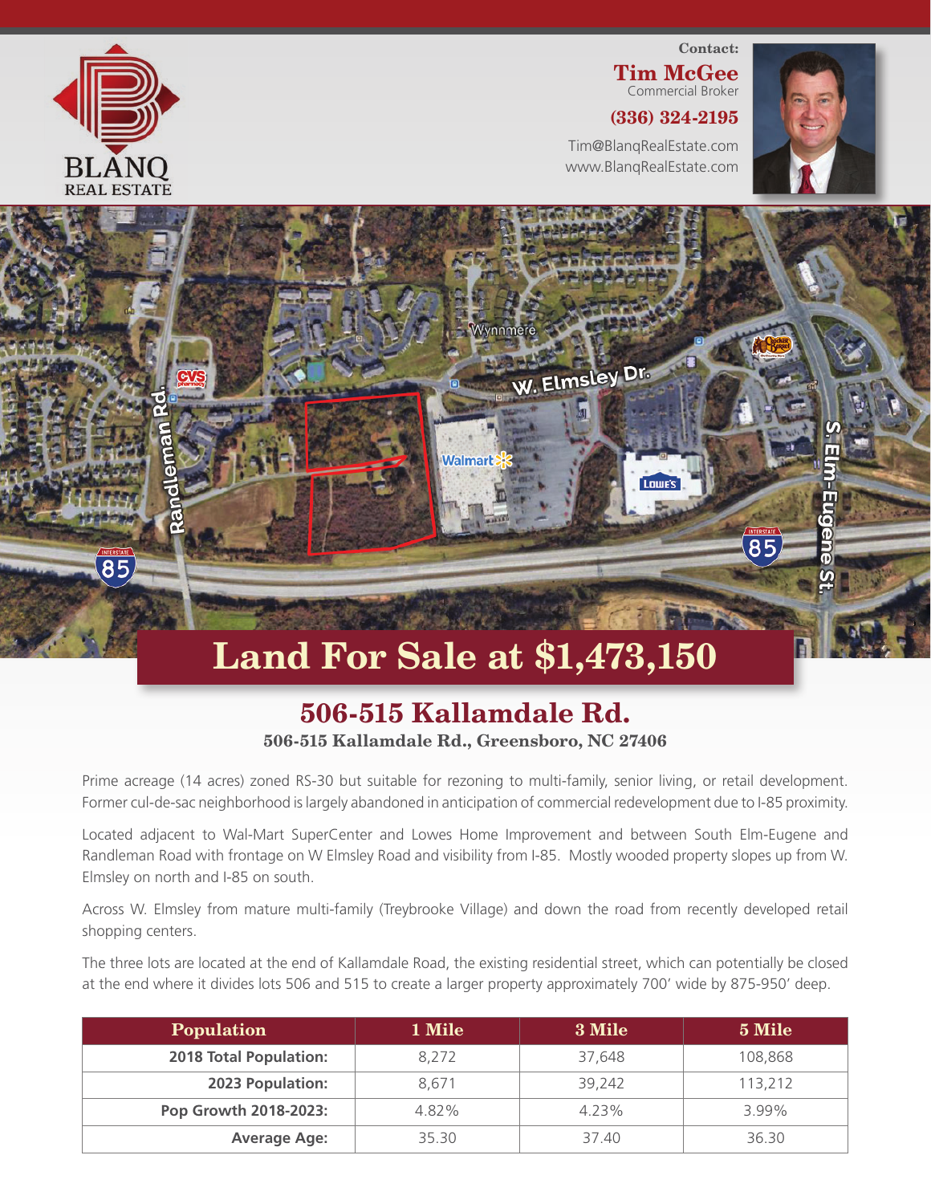BLANQ REAL ESTATE

Contact:

**Tim McGee**
Commercial Broker

**(336) 324-2195**

Tim@BlanqRealEstate.com
www.BlanqRealEstate.com

# Land For Sale at $1,473,150

## 506-515 Kallamdale Rd.

**506-515 Kallamdale Rd., Greensboro, NC 27406**

Prime acreage (14 acres) zoned RS-30 but suitable for rezoning to multi-family, senior living, or retail development. Former cul-de-sac neighborhood is largely abandoned in anticipation of commercial redevelopment due to I-85 proximity.

Located adjacent to Wal-Mart SuperCenter and Lowes Home Improvement and between South Elm-Eugene and Randleman Road with frontage on W Elmsley Road and visibility from I-85. Mostly wooded property slopes up from W. Elmsley on north and I-85 on south.

Across W. Elmsley from mature multi-family (Treybrooke Village) and down the road from recently developed retail shopping centers.

The three lots are located at the end of Kallamdale Road, the existing residential street, which can potentially be closed at the end where it divides lots 506 and 515 to create a larger property approximately 700' wide by 875-950' deep.

| Population | 1 Mile | 3 Mile | 5 Mile |
|---|---|---|---|
| 2018 Total Population: | 8,272 | 37,648 | 108,868 |
| 2023 Population: | 8,671 | 39,242 | 113,212 |
| Pop Growth 2018-2023: | 4.82% | 4.23% | 3.99% |
| Average Age: | 35.30 | 37.40 | 36.30 |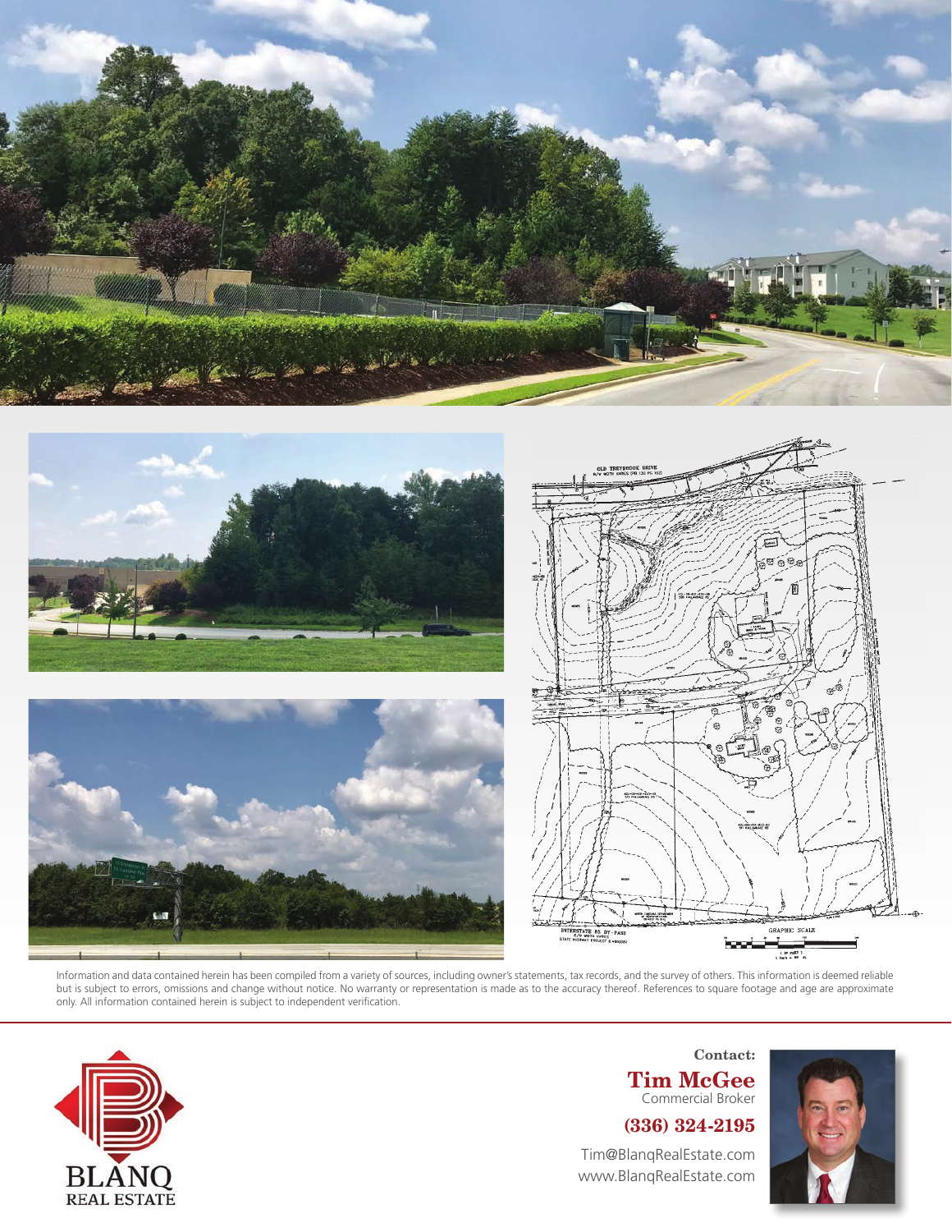Information and data contained herein has been compiled from a variety of sources, including owner's statements, tax records, and the survey of others. This information is deemed reliable but is subject to errors, omissions and change without notice. No warranty or representation is made as to the accuracy thereof. References to square footage and age are approximate only. All information contained herein is subject to independent verification.

BLANQ REAL ESTATE

**Contact:**

**Tim McGee**
Commercial Broker

**(336) 324-2195**

Tim@BlanqRealEstate.com
www.BlanqRealEstate.com